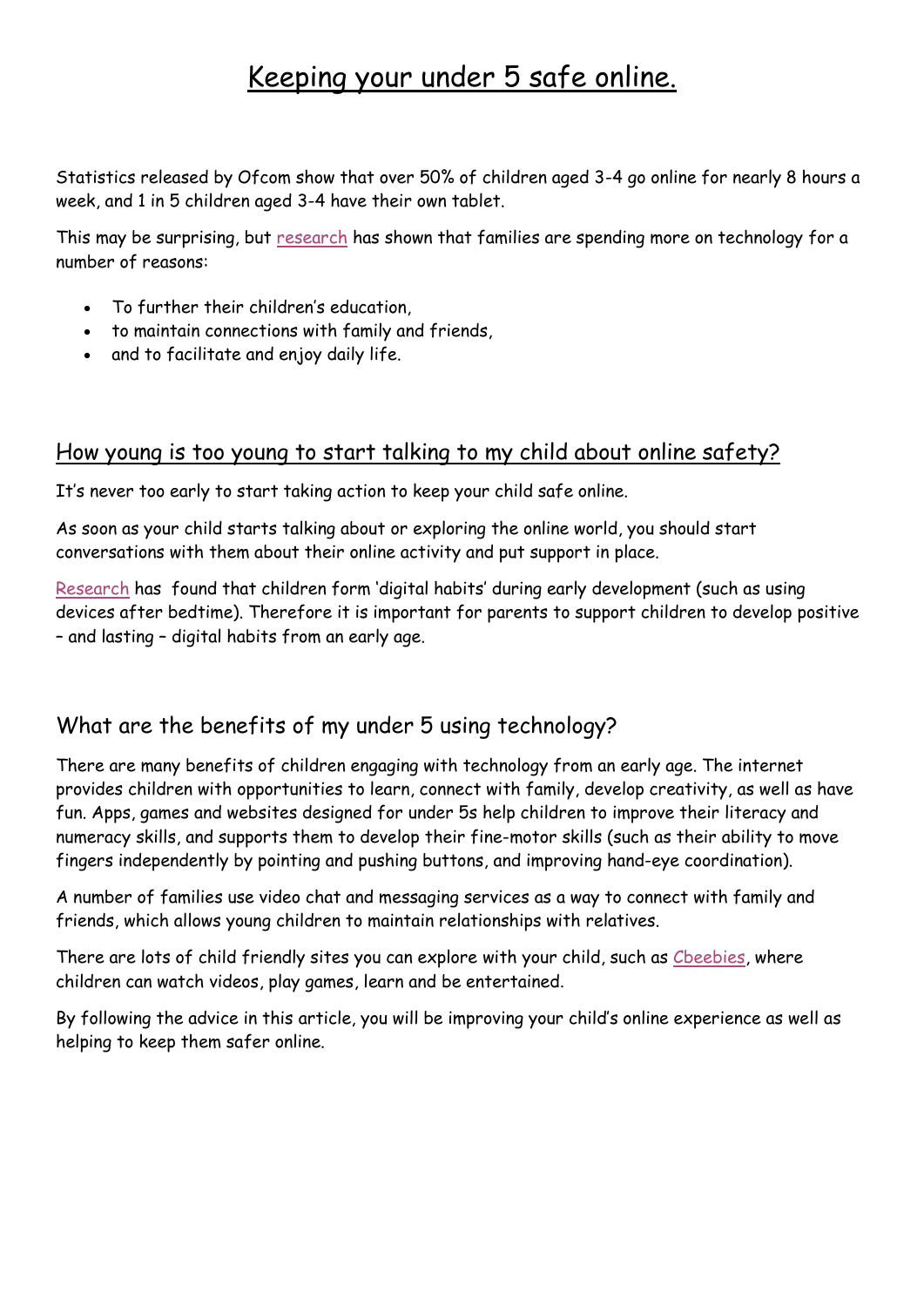# Keeping your under 5 safe online.

Statistics released by Ofcom show that over 50% of children aged 3-4 go online for nearly 8 hours a week, and 1 in 5 children aged 3-4 have their own tablet.

This may be surprising, but research has shown that families are spending more on technology for a number of reasons:

- To further their children's education,
- to maintain connections with family and friends,
- and to facilitate and enjoy daily life.

## How young is too young to start talking to my child about online safety?

It's never too early to start taking action to keep your child safe online.

As soon as your child starts talking about or exploring the online world, you should start conversations with them about their online activity and put support in place.

Research has found that children form 'digital habits' during early development (such as using devices after bedtime). Therefore it is important for parents to support children to develop positive – and lasting – digital habits from an early age.

## What are the benefits of my under 5 using technology?

There are many benefits of children engaging with technology from an early age. The internet provides children with opportunities to learn, connect with family, develop creativity, as well as have fun. Apps, games and websites designed for under 5s help children to improve their literacy and numeracy skills, and supports them to develop their fine-motor skills (such as their ability to move fingers independently by pointing and pushing buttons, and improving hand-eye coordination).

A number of families use video chat and messaging services as a way to connect with family and friends, which allows young children to maintain relationships with relatives.

There are lots of child friendly sites you can explore with your child, such as Cbeebies, where children can watch videos, play games, learn and be entertained.

By following the advice in this article, you will be improving your child's online experience as well as helping to keep them safer online.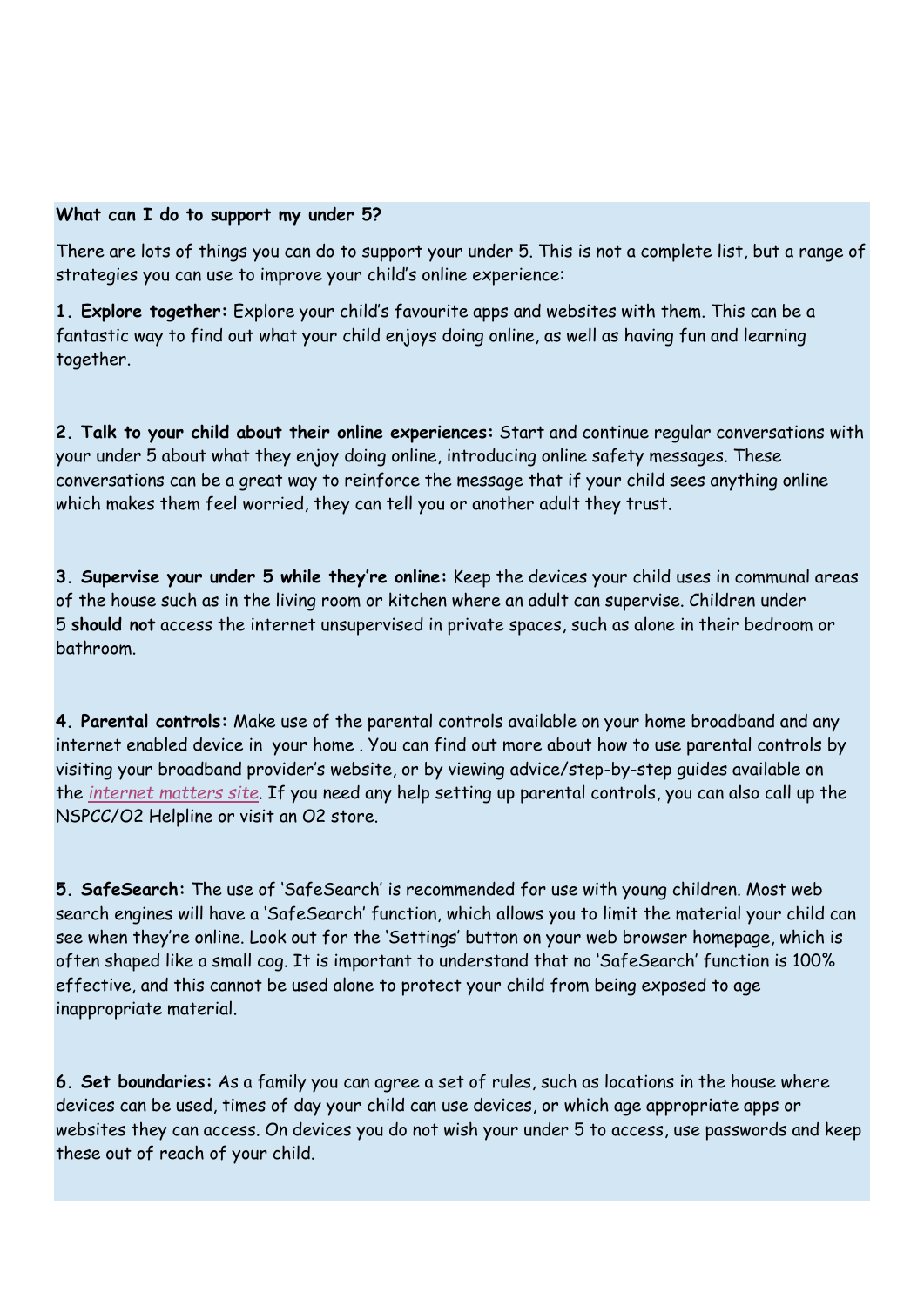**What can I do to support my under 5?**

There are lots of things you can do to support your under 5. This is not a complete list, but a range of strategies you can use to improve your child's online experience:

**1. Explore together:** Explore your child's favourite apps and websites with them. This can be a fantastic way to find out what your child enjoys doing online, as well as having fun and learning together.

**2. Talk to your child about their online experiences:** Start and continue regular conversations with your under 5 about what they enjoy doing online, introducing online safety messages. These conversations can be a great way to reinforce the message that if your child sees anything online which makes them feel worried, they can tell you or another adult they trust.

**3. Supervise your under 5 while they're online:** Keep the devices your child uses in communal areas of the house such as in the living room or kitchen where an adult can supervise. Children under 5 **should not** access the internet unsupervised in private spaces, such as alone in their bedroom or bathroom.

**4. Parental controls:** Make use of the parental controls available on your home broadband and any internet enabled device in your home . You can find out more about how to use parental controls by visiting your broadband provider's website, or by viewing advice/step-by-step guides available on the *internet matters site*. If you need any help setting up parental controls, you can also call up the NSPCC/O2 Helpline or visit an O2 store.

**5. SafeSearch:** The use of 'SafeSearch' is recommended for use with young children. Most web search engines will have a 'SafeSearch' function, which allows you to limit the material your child can see when they're online. Look out for the 'Settings' button on your web browser homepage, which is often shaped like a small cog. It is important to understand that no 'SafeSearch' function is 100% effective, and this cannot be used alone to protect your child from being exposed to age inappropriate material.

**6. Set boundaries:** As a family you can agree a set of rules, such as locations in the house where devices can be used, times of day your child can use devices, or which age appropriate apps or websites they can access. On devices you do not wish your under 5 to access, use passwords and keep these out of reach of your child.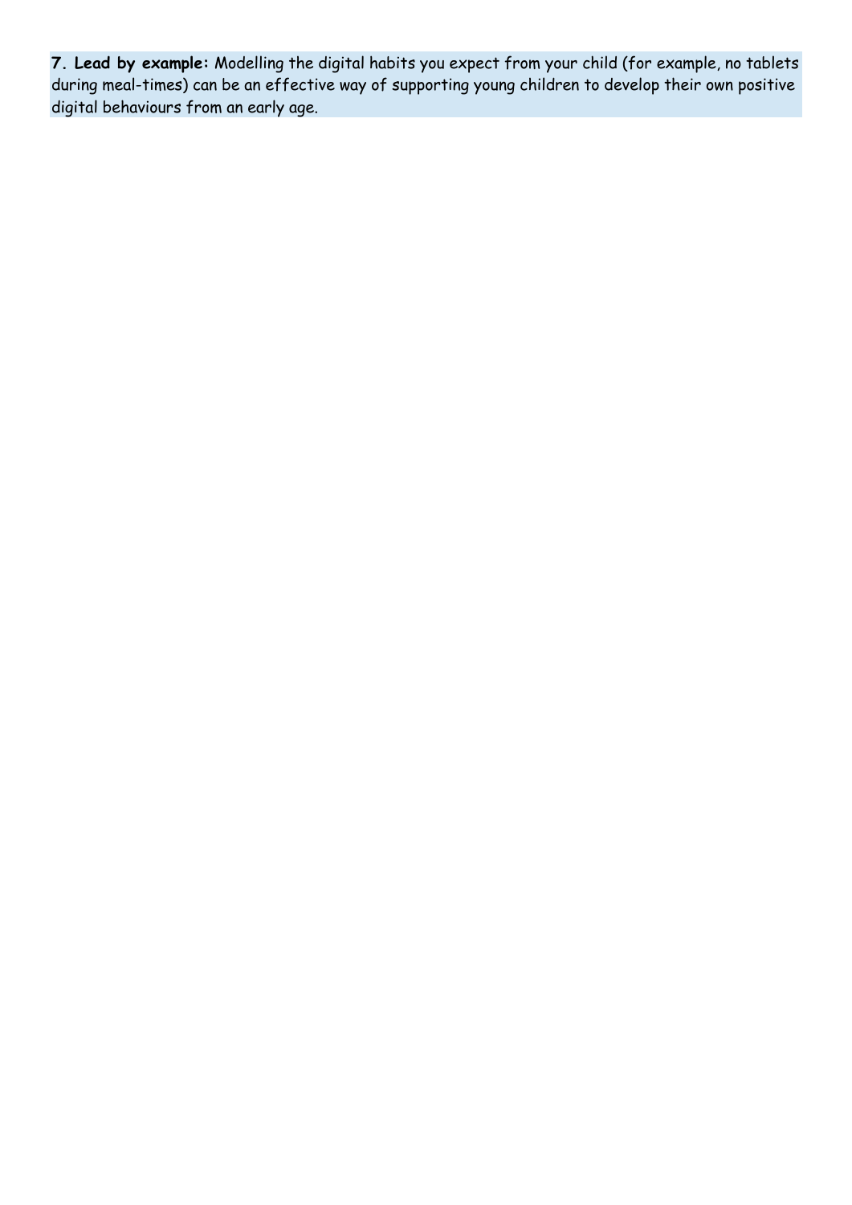**7. Lead by example:** Modelling the digital habits you expect from your child (for example, no tablets during meal-times) can be an effective way of supporting young children to develop their own positive digital behaviours from an early age.